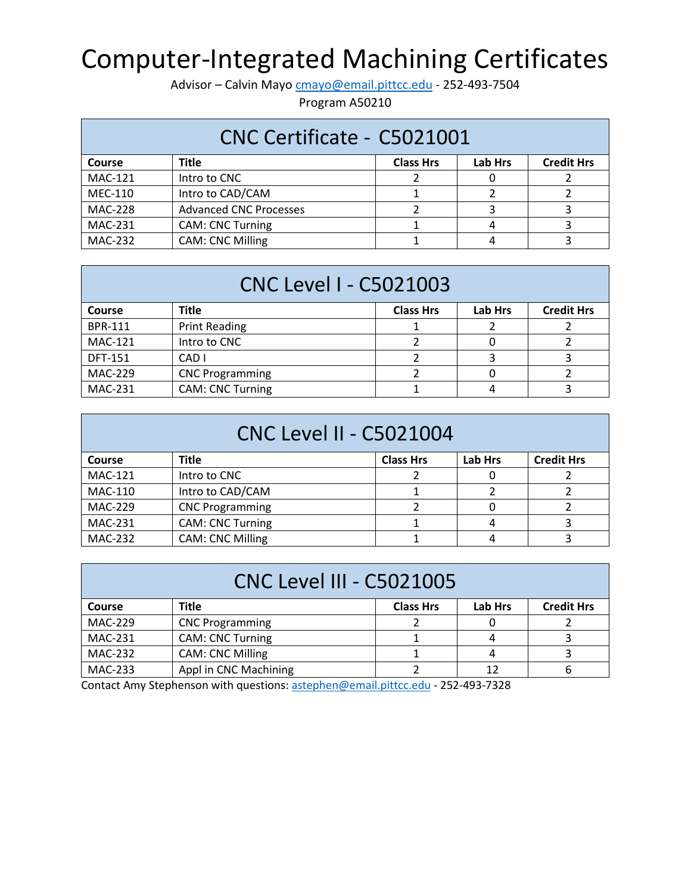# Computer-Integrated Machining Certificates

Advisor – Calvin Mayo cmayo@email.pittcc.edu - 252-493-7504

Program A50210

## CNC Certificate - C5021001

| Course | Title | Class Hrs | Lab Hrs | Credit Hrs |
|---|---|---|---|---|
| MAC-121 | Intro to CNC | 2 | 0 | 2 |
| MEC-110 | Intro to CAD/CAM | 1 | 2 | 2 |
| MAC-228 | Advanced CNC Processes | 2 | 3 | 3 |
| MAC-231 | CAM: CNC Turning | 1 | 4 | 3 |
| MAC-232 | CAM: CNC Milling | 1 | 4 | 3 |

## CNC Level I - C5021003

| Course | Title | Class Hrs | Lab Hrs | Credit Hrs |
|---|---|---|---|---|
| BPR-111 | Print Reading | 1 | 2 | 2 |
| MAC-121 | Intro to CNC | 2 | 0 | 2 |
| DFT-151 | CAD I | 2 | 3 | 3 |
| MAC-229 | CNC Programming | 2 | 0 | 2 |
| MAC-231 | CAM: CNC Turning | 1 | 4 | 3 |

## CNC Level II - C5021004

| Course | Title | Class Hrs | Lab Hrs | Credit Hrs |
|---|---|---|---|---|
| MAC-121 | Intro to CNC | 2 | 0 | 2 |
| MAC-110 | Intro to CAD/CAM | 1 | 2 | 2 |
| MAC-229 | CNC Programming | 2 | 0 | 2 |
| MAC-231 | CAM: CNC Turning | 1 | 4 | 3 |
| MAC-232 | CAM: CNC Milling | 1 | 4 | 3 |

## CNC Level III - C5021005

| Course | Title | Class Hrs | Lab Hrs | Credit Hrs |
|---|---|---|---|---|
| MAC-229 | CNC Programming | 2 | 0 | 2 |
| MAC-231 | CAM: CNC Turning | 1 | 4 | 3 |
| MAC-232 | CAM: CNC Milling | 1 | 4 | 3 |
| MAC-233 | Appl in CNC Machining | 2 | 12 | 6 |

Contact Amy Stephenson with questions: astephen@email.pittcc.edu - 252-493-7328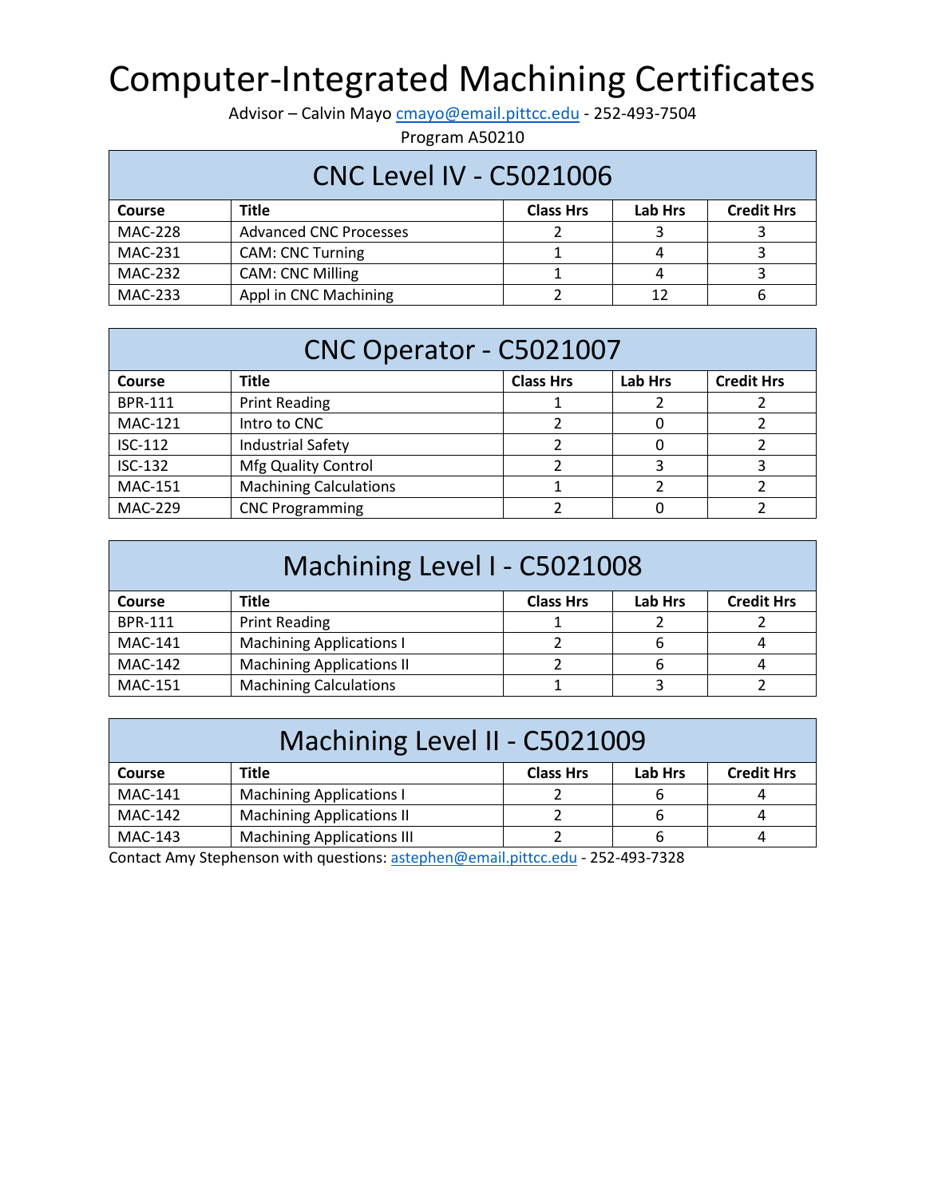# Computer-Integrated Machining Certificates

Advisor – Calvin Mayo cmayo@email.pittcc.edu - 252-493-7504

Program A50210

## CNC Level IV - C5021006

| Course | Title | Class Hrs | Lab Hrs | Credit Hrs |
|---|---|---|---|---|
| MAC-228 | Advanced CNC Processes | 2 | 3 | 3 |
| MAC-231 | CAM: CNC Turning | 1 | 4 | 3 |
| MAC-232 | CAM: CNC Milling | 1 | 4 | 3 |
| MAC-233 | Appl in CNC Machining | 2 | 12 | 6 |

## CNC Operator - C5021007

| Course | Title | Class Hrs | Lab Hrs | Credit Hrs |
|---|---|---|---|---|
| BPR-111 | Print Reading | 1 | 2 | 2 |
| MAC-121 | Intro to CNC | 2 | 0 | 2 |
| ISC-112 | Industrial Safety | 2 | 0 | 2 |
| ISC-132 | Mfg Quality Control | 2 | 3 | 3 |
| MAC-151 | Machining Calculations | 1 | 2 | 2 |
| MAC-229 | CNC Programming | 2 | 0 | 2 |

## Machining Level I - C5021008

| Course | Title | Class Hrs | Lab Hrs | Credit Hrs |
|---|---|---|---|---|
| BPR-111 | Print Reading | 1 | 2 | 2 |
| MAC-141 | Machining Applications I | 2 | 6 | 4 |
| MAC-142 | Machining Applications II | 2 | 6 | 4 |
| MAC-151 | Machining Calculations | 1 | 3 | 2 |

## Machining Level II - C5021009

| Course | Title | Class Hrs | Lab Hrs | Credit Hrs |
|---|---|---|---|---|
| MAC-141 | Machining Applications I | 2 | 6 | 4 |
| MAC-142 | Machining Applications II | 2 | 6 | 4 |
| MAC-143 | Machining Applications III | 2 | 6 | 4 |

Contact Amy Stephenson with questions: astephen@email.pittcc.edu - 252-493-7328